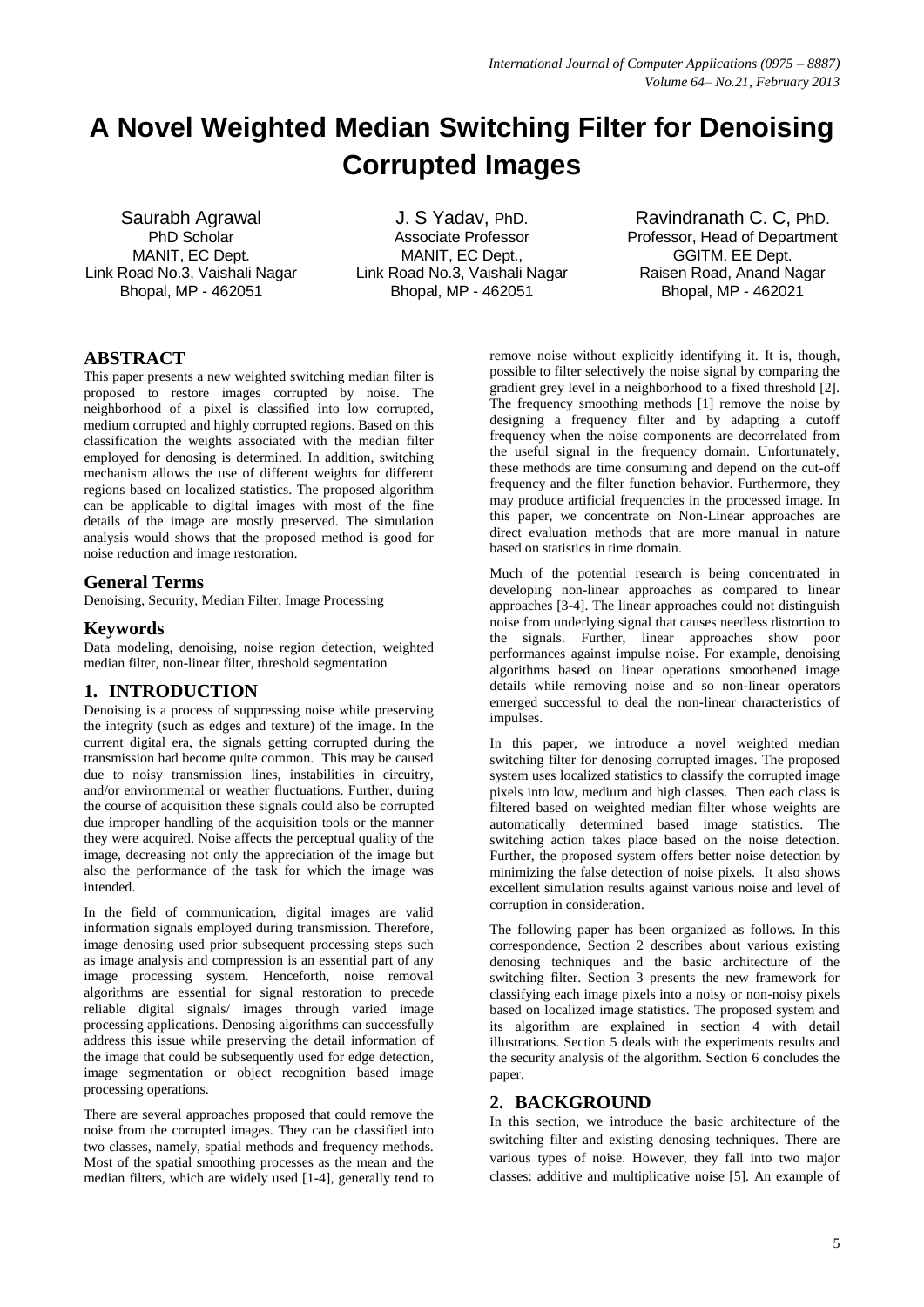# A Novel Weighted Median Switching Filter for Denoising Corrupted Images

Saurabh Agrawal
PhD Scholar
MANIT, EC Dept.
Link Road No.3, Vaishali Nagar
Bhopal, MP - 462051

J. S Yadav, PhD.
Associate Professor
MANIT, EC Dept.,
Link Road No.3, Vaishali Nagar
Bhopal, MP - 462051

Ravindranath C. C, PhD.
Professor, Head of Department
GGITM, EE Dept.
Raisen Road, Anand Nagar
Bhopal, MP - 462021

## ABSTRACT

This paper presents a new weighted switching median filter is proposed to restore images corrupted by noise. The neighborhood of a pixel is classified into low corrupted, medium corrupted and highly corrupted regions. Based on this classification the weights associated with the median filter employed for denosing is determined. In addition, switching mechanism allows the use of different weights for different regions based on localized statistics. The proposed algorithm can be applicable to digital images with most of the fine details of the image are mostly preserved. The simulation analysis would shows that the proposed method is good for noise reduction and image restoration.

## General Terms

Denoising, Security, Median Filter, Image Processing

## Keywords

Data modeling, denoising, noise region detection, weighted median filter, non-linear filter, threshold segmentation

## 1. INTRODUCTION

Denoising is a process of suppressing noise while preserving the integrity (such as edges and texture) of the image. In the current digital era, the signals getting corrupted during the transmission had become quite common. This may be caused due to noisy transmission lines, instabilities in circuitry, and/or environmental or weather fluctuations. Further, during the course of acquisition these signals could also be corrupted due improper handling of the acquisition tools or the manner they were acquired. Noise affects the perceptual quality of the image, decreasing not only the appreciation of the image but also the performance of the task for which the image was intended.

In the field of communication, digital images are valid information signals employed during transmission. Therefore, image denosing used prior subsequent processing steps such as image analysis and compression is an essential part of any image processing system. Henceforth, noise removal algorithms are essential for signal restoration to precede reliable digital signals/ images through varied image processing applications. Denosing algorithms can successfully address this issue while preserving the detail information of the image that could be subsequently used for edge detection, image segmentation or object recognition based image processing operations.

There are several approaches proposed that could remove the noise from the corrupted images. They can be classified into two classes, namely, spatial methods and frequency methods. Most of the spatial smoothing processes as the mean and the median filters, which are widely used [1-4], generally tend to remove noise without explicitly identifying it. It is, though, possible to filter selectively the noise signal by comparing the gradient grey level in a neighborhood to a fixed threshold [2]. The frequency smoothing methods [1] remove the noise by designing a frequency filter and by adapting a cutoff frequency when the noise components are decorrelated from the useful signal in the frequency domain. Unfortunately, these methods are time consuming and depend on the cut-off frequency and the filter function behavior. Furthermore, they may produce artificial frequencies in the processed image. In this paper, we concentrate on Non-Linear approaches are direct evaluation methods that are more manual in nature based on statistics in time domain.

Much of the potential research is being concentrated in developing non-linear approaches as compared to linear approaches [3-4]. The linear approaches could not distinguish noise from underlying signal that causes needless distortion to the signals. Further, linear approaches show poor performances against impulse noise. For example, denoising algorithms based on linear operations smoothened image details while removing noise and so non-linear operators emerged successful to deal the non-linear characteristics of impulses.

In this paper, we introduce a novel weighted median switching filter for denosing corrupted images. The proposed system uses localized statistics to classify the corrupted image pixels into low, medium and high classes. Then each class is filtered based on weighted median filter whose weights are automatically determined based image statistics. The switching action takes place based on the noise detection. Further, the proposed system offers better noise detection by minimizing the false detection of noise pixels. It also shows excellent simulation results against various noise and level of corruption in consideration.

The following paper has been organized as follows. In this correspondence, Section 2 describes about various existing denosing techniques and the basic architecture of the switching filter. Section 3 presents the new framework for classifying each image pixels into a noisy or non-noisy pixels based on localized image statistics. The proposed system and its algorithm are explained in section 4 with detail illustrations. Section 5 deals with the experiments results and the security analysis of the algorithm. Section 6 concludes the paper.

## 2. BACKGROUND

In this section, we introduce the basic architecture of the switching filter and existing denosing techniques. There are various types of noise. However, they fall into two major classes: additive and multiplicative noise [5]. An example of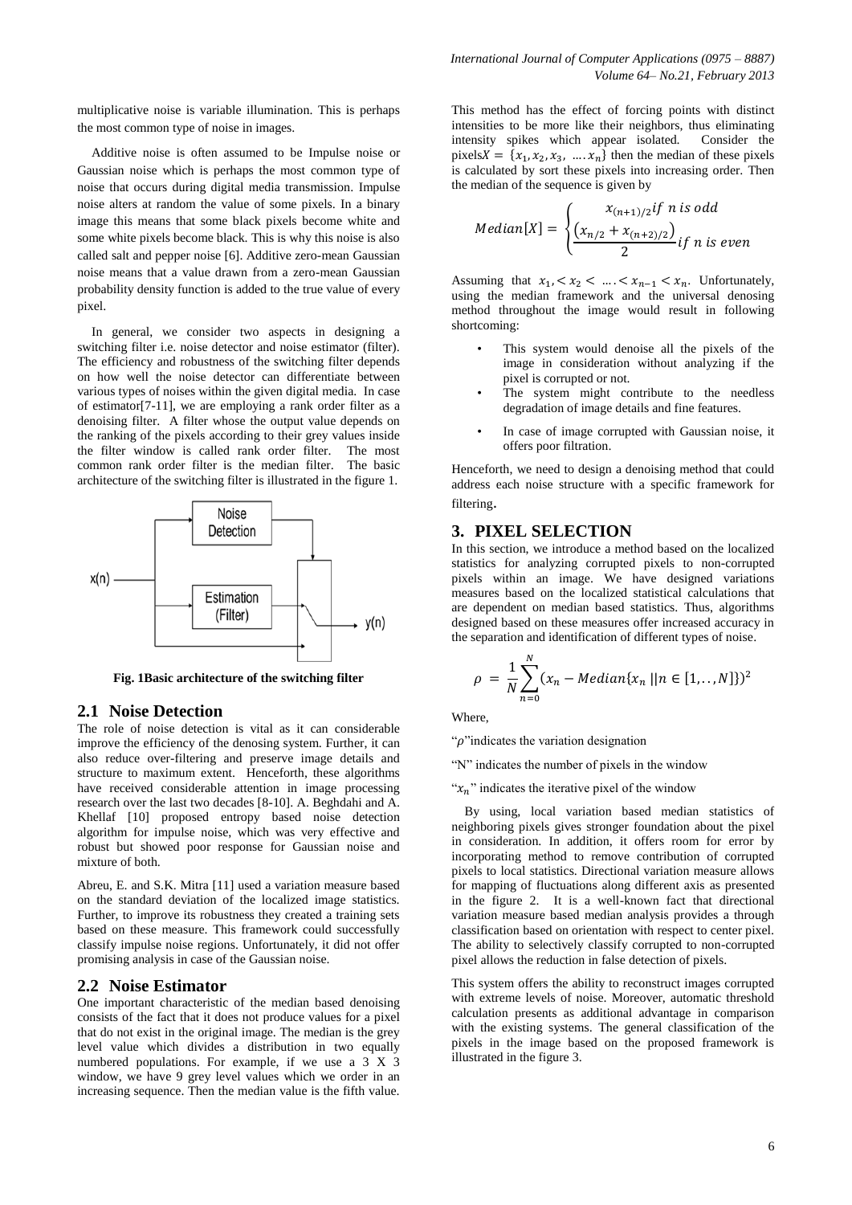multiplicative noise is variable illumination. This is perhaps the most common type of noise in images.

Additive noise is often assumed to be Impulse noise or Gaussian noise which is perhaps the most common type of noise that occurs during digital media transmission. Impulse noise alters at random the value of some pixels. In a binary image this means that some black pixels become white and some white pixels become black. This is why this noise is also called salt and pepper noise [6]. Additive zero-mean Gaussian noise means that a value drawn from a zero-mean Gaussian probability density function is added to the true value of every pixel.

In general, we consider two aspects in designing a switching filter i.e. noise detector and noise estimator (filter). The efficiency and robustness of the switching filter depends on how well the noise detector can differentiate between various types of noises within the given digital media. In case of estimator[7-11], we are employing a rank order filter as a denoising filter. A filter whose the output value depends on the ranking of the pixels according to their grey values inside the filter window is called rank order filter. The most common rank order filter is the median filter. The basic architecture of the switching filter is illustrated in the figure 1.

**Fig. 1Basic architecture of the switching filter**

## 2.1 Noise Detection

The role of noise detection is vital as it can considerable improve the efficiency of the denosing system. Further, it can also reduce over-filtering and preserve image details and structure to maximum extent. Henceforth, these algorithms have received considerable attention in image processing research over the last two decades [8-10]. A. Beghdahi and A. Khellaf [10] proposed entropy based noise detection algorithm for impulse noise, which was very effective and robust but showed poor response for Gaussian noise and mixture of both.

Abreu, E. and S.K. Mitra [11] used a variation measure based on the standard deviation of the localized image statistics. Further, to improve its robustness they created a training sets based on these measure. This framework could successfully classify impulse noise regions. Unfortunately, it did not offer promising analysis in case of the Gaussian noise.

## 2.2 Noise Estimator

One important characteristic of the median based denoising consists of the fact that it does not produce values for a pixel that do not exist in the original image. The median is the grey level value which divides a distribution in two equally numbered populations. For example, if we use a 3 X 3 window, we have 9 grey level values which we order in an increasing sequence. Then the median value is the fifth value.

This method has the effect of forcing points with distinct intensities to be more like their neighbors, thus eliminating intensity spikes which appear isolated. Consider the pixels$X = \{x_1, x_2, x_3, \ldots. x_n\}$ then the median of these pixels is calculated by sort these pixels into increasing order. Then the median of the sequence is given by

$$Median[X] = \begin{cases} x_{(n+1)/2} if\ n\ is\ odd \\ \dfrac{(x_{n/2} + x_{(n+2)/2})}{2} if\ n\ is\ even \end{cases}$$

Assuming that $x_1, < x_2 < \ldots. < x_{n-1} < x_n$. Unfortunately, using the median framework and the universal denosing method throughout the image would result in following shortcoming:

- This system would denoise all the pixels of the image in consideration without analyzing if the pixel is corrupted or not.
- The system might contribute to the needless degradation of image details and fine features.
- In case of image corrupted with Gaussian noise, it offers poor filtration.

Henceforth, we need to design a denoising method that could address each noise structure with a specific framework for filtering.

## 3. PIXEL SELECTION

In this section, we introduce a method based on the localized statistics for analyzing corrupted pixels to non-corrupted pixels within an image. We have designed variations measures based on the localized statistical calculations that are dependent on median based statistics. Thus, algorithms designed based on these measures offer increased accuracy in the separation and identification of different types of noise.

$$\rho = \frac{1}{N} \sum_{n=0}^{N} (x_n - Median\{x_n \,||n \in [1, .., N]\})^2$$

Where,

"$\rho$"indicates the variation designation

"N" indicates the number of pixels in the window

"$x_n$" indicates the iterative pixel of the window

By using, local variation based median statistics of neighboring pixels gives stronger foundation about the pixel in consideration. In addition, it offers room for error by incorporating method to remove contribution of corrupted pixels to local statistics. Directional variation measure allows for mapping of fluctuations along different axis as presented in the figure 2. It is a well-known fact that directional variation measure based median analysis provides a through classification based on orientation with respect to center pixel. The ability to selectively classify corrupted to non-corrupted pixel allows the reduction in false detection of pixels.

This system offers the ability to reconstruct images corrupted with extreme levels of noise. Moreover, automatic threshold calculation presents as additional advantage in comparison with the existing systems. The general classification of the pixels in the image based on the proposed framework is illustrated in the figure 3.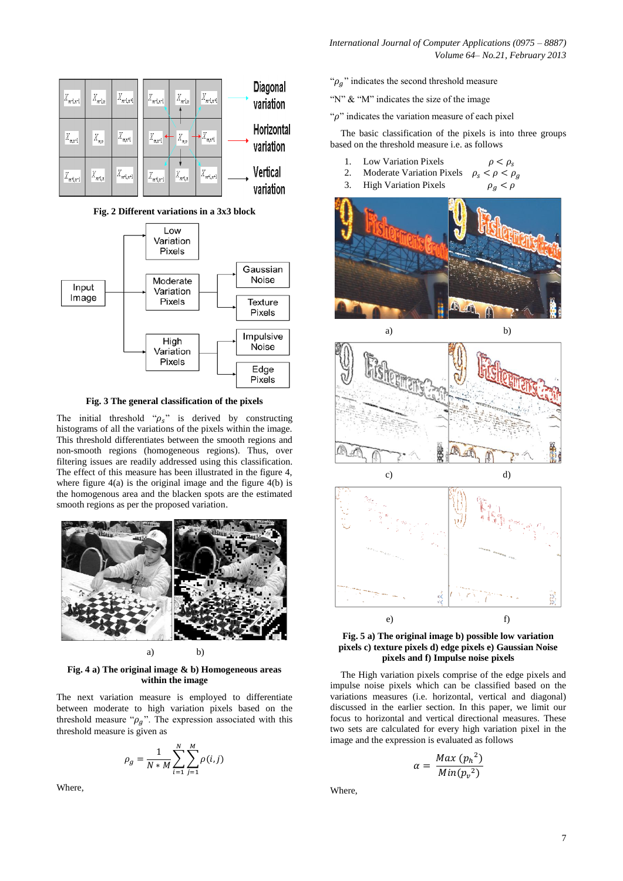Fig. 2 Different variations in a 3x3 block

Fig. 3 The general classification of the pixels

The initial threshold "$\rho_s$" is derived by constructing histograms of all the variations of the pixels within the image. This threshold differentiates between the smooth regions and non-smooth regions (homogeneous regions). Thus, over filtering issues are readily addressed using this classification. The effect of this measure has been illustrated in the figure 4, where figure 4(a) is the original image and the figure 4(b) is the homogenous area and the blacken spots are the estimated smooth regions as per the proposed variation.

a) b)

**Fig. 4 a) The original image & b) Homogeneous areas within the image**

The next variation measure is employed to differentiate between moderate to high variation pixels based on the threshold measure "$\rho_g$". The expression associated with this threshold measure is given as

$$\rho_g = \frac{1}{N * M} \sum_{i=1}^{N} \sum_{j=1}^{M} \rho(i, j)$$

Where,

"$\rho_g$" indicates the second threshold measure

"N" & "M" indicates the size of the image

"$\rho$" indicates the variation measure of each pixel

The basic classification of the pixels is into three groups based on the threshold measure i.e. as follows

1. Low Variation Pixels $\rho < \rho_s$
2. Moderate Variation Pixels $\rho_s < \rho < \rho_g$
3. High Variation Pixels $\rho_g < \rho$

a) b)

c) d)

e) f)

**Fig. 5 a) The original image b) possible low variation pixels c) texture pixels d) edge pixels e) Gaussian Noise pixels and f) Impulse noise pixels**

The High variation pixels comprise of the edge pixels and impulse noise pixels which can be classified based on the variations measures (i.e. horizontal, vertical and diagonal) discussed in the earlier section. In this paper, we limit our focus to horizontal and vertical directional measures. These two sets are calculated for every high variation pixel in the image and the expression is evaluated as follows

$$\alpha = \frac{Max\,({p_h}^2)}{Min({p_v}^2)}$$

Where,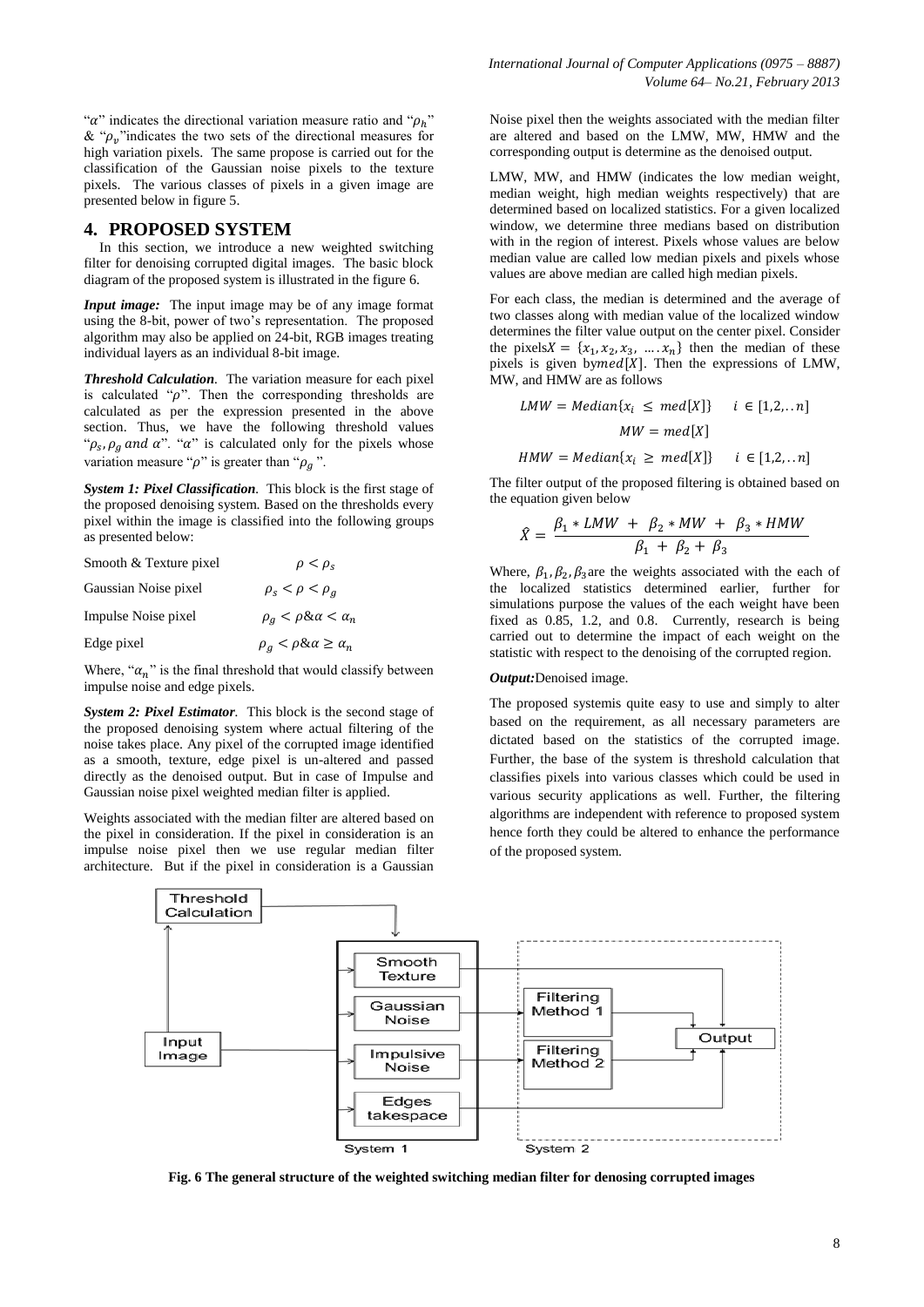"$\alpha$" indicates the directional variation measure ratio and "$\rho_h$" & "$\rho_v$"indicates the two sets of the directional measures for high variation pixels. The same propose is carried out for the classification of the Gaussian noise pixels to the texture pixels. The various classes of pixels in a given image are presented below in figure 5.

## 4. PROPOSED SYSTEM

In this section, we introduce a new weighted switching filter for denoising corrupted digital images. The basic block diagram of the proposed system is illustrated in the figure 6.

***Input image:*** The input image may be of any image format using the 8-bit, power of two's representation. The proposed algorithm may also be applied on 24-bit, RGB images treating individual layers as an individual 8-bit image.

***Threshold Calculation***. The variation measure for each pixel is calculated "$\rho$". Then the corresponding thresholds are calculated as per the expression presented in the above section. Thus, we have the following threshold values "$\rho_s, \rho_g$ and $\alpha$". "$\alpha$" is calculated only for the pixels whose variation measure "$\rho$" is greater than "$\rho_g$ ".

***System 1: Pixel Classification***. This block is the first stage of the proposed denoising system. Based on the thresholds every pixel within the image is classified into the following groups as presented below:

| | |
|---|---|
| Smooth & Texture pixel | $\rho < \rho_s$ |
| Gaussian Noise pixel | $\rho_s < \rho < \rho_g$ |
| Impulse Noise pixel | $\rho_g < \rho \& \alpha < \alpha_n$ |
| Edge pixel | $\rho_g < \rho \& \alpha \geq \alpha_n$ |

Where, "$\alpha_n$" is the final threshold that would classify between impulse noise and edge pixels.

***System 2: Pixel Estimator***. This block is the second stage of the proposed denoising system where actual filtering of the noise takes place. Any pixel of the corrupted image identified as a smooth, texture, edge pixel is un-altered and passed directly as the denoised output. But in case of Impulse and Gaussian noise pixel weighted median filter is applied.

Weights associated with the median filter are altered based on the pixel in consideration. If the pixel in consideration is an impulse noise pixel then we use regular median filter architecture. But if the pixel in consideration is a Gaussian Noise pixel then the weights associated with the median filter are altered and based on the LMW, MW, HMW and the corresponding output is determine as the denoised output.

LMW, MW, and HMW (indicates the low median weight, median weight, high median weights respectively) that are determined based on localized statistics. For a given localized window, we determine three medians based on distribution with in the region of interest. Pixels whose values are below median value are called low median pixels and pixels whose values are above median are called high median pixels.

For each class, the median is determined and the average of two classes along with median value of the localized window determines the filter value output on the center pixel. Consider the pixels$X = \{x_1, x_2, x_3, \ldots . x_n\}$ then the median of these pixels is given by$med[X]$. Then the expressions of LMW, MW, and HMW are as follows

$$LMW = Median\{x_i \leq med[X]\} \quad i \in [1,2,..n]$$

$$MW = med[X]$$

$$HMW = Median\{x_i \geq med[X]\} \quad i \in [1,2,..n]$$

The filter output of the proposed filtering is obtained based on the equation given below

$$\hat{X} = \frac{\beta_1 * LMW + \beta_2 * MW + \beta_3 * HMW}{\beta_1 + \beta_2 + \beta_3}$$

Where, $\beta_1, \beta_2, \beta_3$are the weights associated with the each of the localized statistics determined earlier, further for simulations purpose the values of the each weight have been fixed as 0.85, 1.2, and 0.8. Currently, research is being carried out to determine the impact of each weight on the statistic with respect to the denoising of the corrupted region.

***Output:***Denoised image.

The proposed systemis quite easy to use and simply to alter based on the requirement, as all necessary parameters are dictated based on the statistics of the corrupted image. Further, the base of the system is threshold calculation that classifies pixels into various classes which could be used in various security applications as well. Further, the filtering algorithms are independent with reference to proposed system hence forth they could be altered to enhance the performance of the proposed system.

**Fig. 6 The general structure of the weighted switching median filter for denosing corrupted images**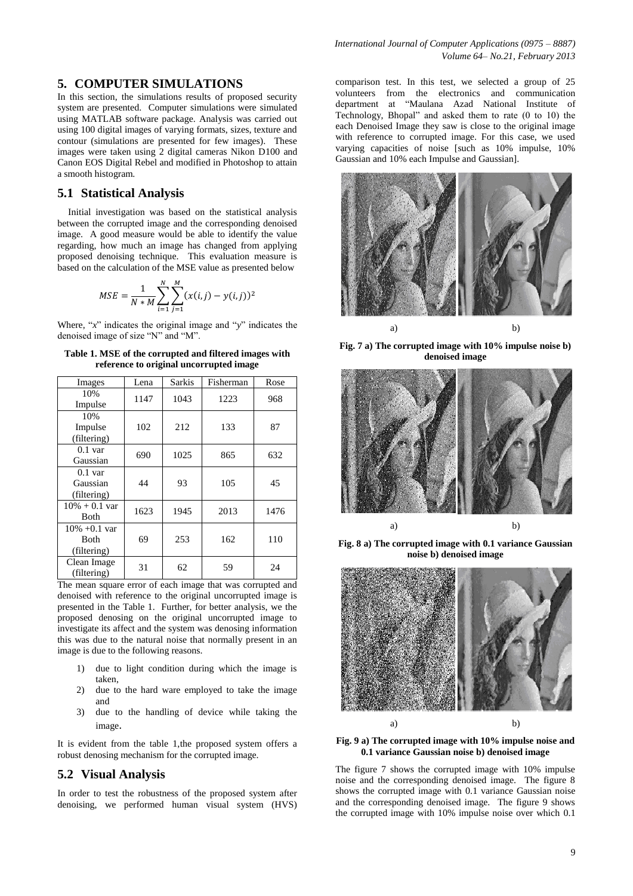## 5. COMPUTER SIMULATIONS

In this section, the simulations results of proposed security system are presented. Computer simulations were simulated using MATLAB software package. Analysis was carried out using 100 digital images of varying formats, sizes, texture and contour (simulations are presented for few images). These images were taken using 2 digital cameras Nikon D100 and Canon EOS Digital Rebel and modified in Photoshop to attain a smooth histogram.

### 5.1 Statistical Analysis

Initial investigation was based on the statistical analysis between the corrupted image and the corresponding denoised image. A good measure would be able to identify the value regarding, how much an image has changed from applying proposed denoising technique. This evaluation measure is based on the calculation of the MSE value as presented below

$$MSE = \frac{1}{N * M} \sum_{i=1}^{N} \sum_{j=1}^{M} (x(i,j) - y(i,j))^2$$

Where, "$x$" indicates the original image and "$y$" indicates the denoised image of size "N" and "M".

**Table 1. MSE of the corrupted and filtered images with reference to original uncorrupted image**

| Images | Lena | Sarkis | Fisherman | Rose |
|---|---|---|---|---|
| 10% Impulse | 1147 | 1043 | 1223 | 968 |
| 10% Impulse (filtering) | 102 | 212 | 133 | 87 |
| 0.1 var Gaussian | 690 | 1025 | 865 | 632 |
| 0.1 var Gaussian (filtering) | 44 | 93 | 105 | 45 |
| 10% + 0.1 var Both | 1623 | 1945 | 2013 | 1476 |
| 10% +0.1 var Both (filtering) | 69 | 253 | 162 | 110 |
| Clean Image (filtering) | 31 | 62 | 59 | 24 |

The mean square error of each image that was corrupted and denoised with reference to the original uncorrupted image is presented in the Table 1. Further, for better analysis, we the proposed denosing on the original uncorrupted image to investigate its affect and the system was denosing information this was due to the natural noise that normally present in an image is due to the following reasons.

1) due to light condition during which the image is taken,
2) due to the hard ware employed to take the image and
3) due to the handling of device while taking the image.

It is evident from the table 1,the proposed system offers a robust denosing mechanism for the corrupted image.

### 5.2 Visual Analysis

In order to test the robustness of the proposed system after denoising, we performed human visual system (HVS) comparison test. In this test, we selected a group of 25 volunteers from the electronics and communication department at "Maulana Azad National Institute of Technology, Bhopal" and asked them to rate (0 to 10) the each Denoised Image they saw is close to the original image with reference to corrupted image. For this case, we used varying capacities of noise [such as 10% impulse, 10% Gaussian and 10% each Impulse and Gaussian].

a) b)

**Fig. 7 a) The corrupted image with 10% impulse noise b) denoised image**

a) b)

**Fig. 8 a) The corrupted image with 0.1 variance Gaussian noise b) denoised image**

a) b)

**Fig. 9 a) The corrupted image with 10% impulse noise and 0.1 variance Gaussian noise b) denoised image**

The figure 7 shows the corrupted image with 10% impulse noise and the corresponding denoised image. The figure 8 shows the corrupted image with 0.1 variance Gaussian noise and the corresponding denoised image. The figure 9 shows the corrupted image with 10% impulse noise over which 0.1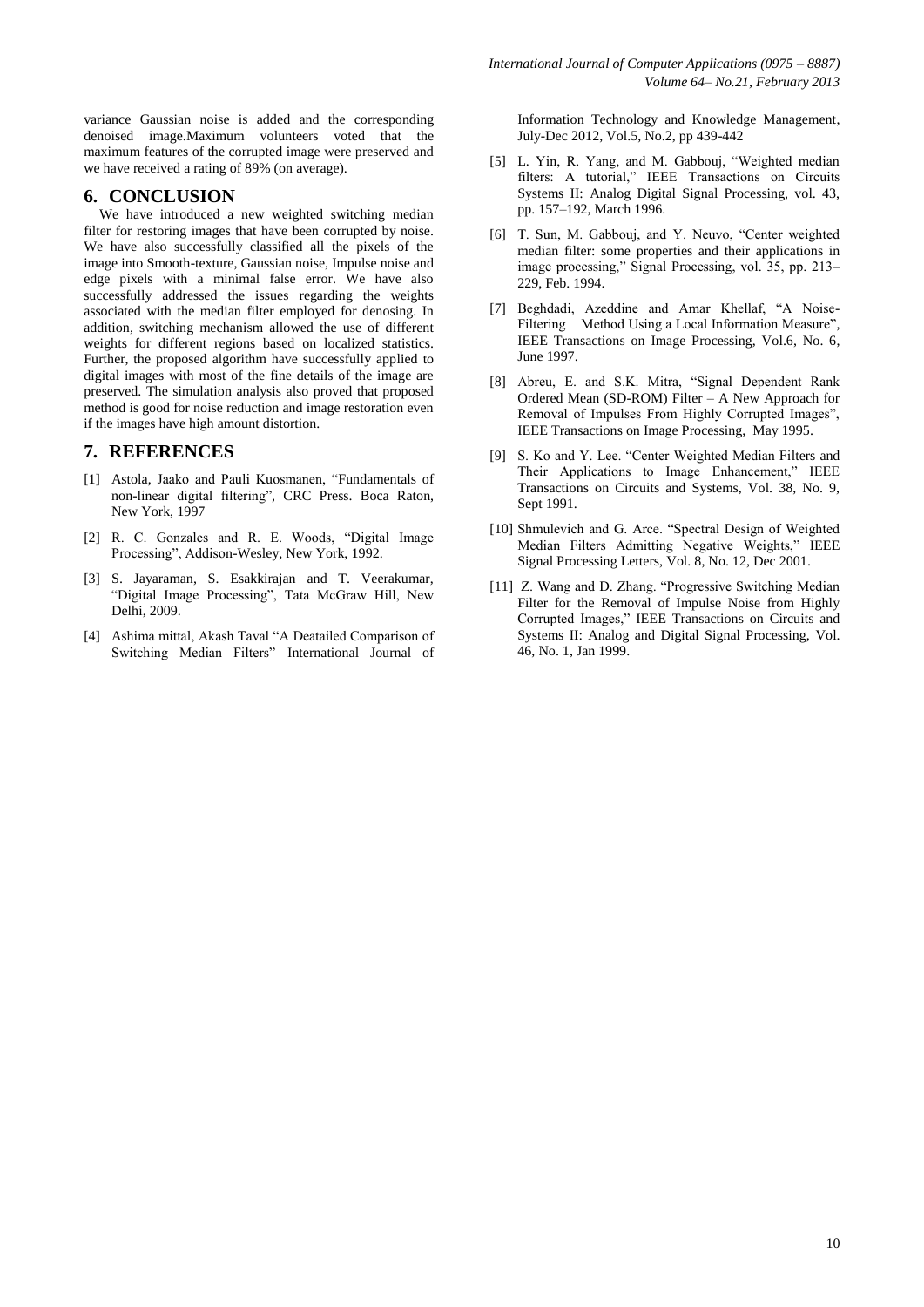variance Gaussian noise is added and the corresponding denoised image.Maximum volunteers voted that the maximum features of the corrupted image were preserved and we have received a rating of 89% (on average).

## 6. CONCLUSION

We have introduced a new weighted switching median filter for restoring images that have been corrupted by noise. We have also successfully classified all the pixels of the image into Smooth-texture, Gaussian noise, Impulse noise and edge pixels with a minimal false error. We have also successfully addressed the issues regarding the weights associated with the median filter employed for denosing. In addition, switching mechanism allowed the use of different weights for different regions based on localized statistics. Further, the proposed algorithm have successfully applied to digital images with most of the fine details of the image are preserved. The simulation analysis also proved that proposed method is good for noise reduction and image restoration even if the images have high amount distortion.

## 7. REFERENCES

[1] Astola, Jaako and Pauli Kuosmanen, "Fundamentals of non-linear digital filtering", CRC Press. Boca Raton, New York, 1997

[2] R. C. Gonzales and R. E. Woods, "Digital Image Processing", Addison-Wesley, New York, 1992.

[3] S. Jayaraman, S. Esakkirajan and T. Veerakumar, "Digital Image Processing", Tata McGraw Hill, New Delhi, 2009.

[4] Ashima mittal, Akash Taval "A Deatailed Comparison of Switching Median Filters" International Journal of Information Technology and Knowledge Management, July-Dec 2012, Vol.5, No.2, pp 439-442

[5] L. Yin, R. Yang, and M. Gabbouj, "Weighted median filters: A tutorial," IEEE Transactions on Circuits Systems II: Analog Digital Signal Processing, vol. 43, pp. 157–192, March 1996.

[6] T. Sun, M. Gabbouj, and Y. Neuvo, "Center weighted median filter: some properties and their applications in image processing," Signal Processing, vol. 35, pp. 213–229, Feb. 1994.

[7] Beghdadi, Azeddine and Amar Khellaf, "A Noise-Filtering Method Using a Local Information Measure", IEEE Transactions on Image Processing, Vol.6, No. 6, June 1997.

[8] Abreu, E. and S.K. Mitra, "Signal Dependent Rank Ordered Mean (SD-ROM) Filter – A New Approach for Removal of Impulses From Highly Corrupted Images", IEEE Transactions on Image Processing, May 1995.

[9] S. Ko and Y. Lee. "Center Weighted Median Filters and Their Applications to Image Enhancement," IEEE Transactions on Circuits and Systems, Vol. 38, No. 9, Sept 1991.

[10] Shmulevich and G. Arce. "Spectral Design of Weighted Median Filters Admitting Negative Weights," IEEE Signal Processing Letters, Vol. 8, No. 12, Dec 2001.

[11] Z. Wang and D. Zhang. "Progressive Switching Median Filter for the Removal of Impulse Noise from Highly Corrupted Images," IEEE Transactions on Circuits and Systems II: Analog and Digital Signal Processing, Vol. 46, No. 1, Jan 1999.